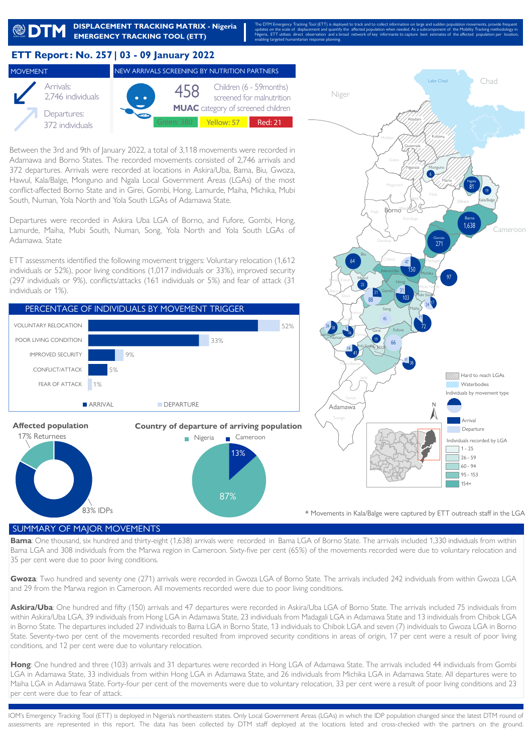# DISPLACEMENT TRACKING MATRIX - Nigeria
## EMERGENCY TRACKING TOOL (ETT)

The DTM Emergency Tracking Tool (ETT) is deployed to track and to collect information on large and sudden population movements, provide frequent updates on the scale of displacement and quantify the affected population when needed. As a subcomponent of the Mobility Tracking methodology in Nigeria, ETT utilises direct observation and a broad network of key informants to capture best estimates of the affected population per location, enabling targeted humanitarian response planning.

# ETT Report: No. 257 | 03 - 09 January 2022

## MOVEMENT

Arrivals: 2,746 individuals

Departures: 372 individuals

## NEW ARRIVALS SCREENING BY NUTRITION PARTNERS

458 Children (6 - 59months) screened for malnutrition

**MUAC** category of screened children

Green: 380 | Yellow: 57 | Red: 21

Between the 3rd and 9th of January 2022, a total of 3,118 movements were recorded in Adamawa and Borno States. The recorded movements consisted of 2,746 arrivals and 372 departures. Arrivals were recorded at locations in Askira/Uba, Bama, Biu, Gwoza, Hawul, Kala/Balge, Monguno and Ngala Local Government Areas (LGAs) of the most conflict-affected Borno State and in Girei, Gombi, Hong, Lamurde, Maiha, Michika, Mubi South, Numan, Yola North and Yola South LGAs of Adamawa State.

Departures were recorded in Askira Uba LGA of Borno, and Fufore, Gombi, Hong, Lamurde, Maiha, Mubi South, Numan, Song, Yola North and Yola South LGAs of Adamawa. State

ETT assessments identified the following movement triggers: Voluntary relocation (1,612 individuals or 52%), poor living conditions (1,017 individuals or 33%), improved security (297 individuals or 9%), conflicts/attacks (161 individuals or 5%) and fear of attack (31 individuals or 1%).

### PERCENTAGE OF INDIVIDUALS BY MOVEMENT TRIGGER

| Movement trigger | Percentage |
|---|---|
| VOLUNTARY RELOCATION | 52% |
| POOR LIVING CONDITION | 33% |
| IMPROVED SECURITY | 9% |
| CONFLICT/ATTACK | 5% |
| FEAR OF ATTACK | 1% |

ARRIVAL / DEPARTURE

### Affected population

17% Returnees

83% IDPs

### Country of departure of arriving population

Nigeria: 87%

Cameroon: 13%

Map legend: Hard to reach LGAs; Waterbodies; Individuals by movement type (Arrival, Departure); Individuals recorded by LGA: 1 - 25, 26 - 59, 60 - 94, 95 - 153, 154+

\* Movements in Kala/Balge were captured by ETT outreach staff in the LGA

## SUMMARY OF MAJOR MOVEMENTS

**Bama**: One thousand, six hundred and thirty-eight (1,638) arrivals were recorded in Bama LGA of Borno State. The arrivals included 1,330 individuals from within Bama LGA and 308 individuals from the Marwa region in Cameroon. Sixty-five per cent (65%) of the movements recorded were due to voluntary relocation and 35 per cent were due to poor living conditions.

**Gwoza**: Two hundred and seventy one (271) arrivals were recorded in Gwoza LGA of Borno State. The arrivals included 242 individuals from within Gwoza LGA and 29 from the Marwa region in Cameroon. All movements recorded were due to poor living conditions.

**Askira/Uba**: One hundred and fifty (150) arrivals and 47 departures were recorded in Askira/Uba LGA of Borno State. The arrivals included 75 individuals from within Askira/Uba LGA, 39 individuals from Hong LGA in Adamawa State, 23 individuals from Madagali LGA in Adamawa State and 13 individuals from Chibok LGA in Borno State. The departures included 27 individuals to Bama LGA in Borno State, 13 individuals to Chibok LGA and seven (7) individuals to Gwoza LGA in Borno State. Seventy-two per cent of the movements recorded resulted from improved security conditions in areas of origin, 17 per cent were a result of poor living conditions, and 12 per cent were due to voluntary relocation.

**Hong**: One hundred and three (103) arrivals and 31 departures were recorded in Hong LGA of Adamawa State. The arrivals included 44 individuals from Gombi LGA in Adamawa State, 33 individuals from within Hong LGA in Adamawa State, and 26 individuals from Michika LGA in Adamawa State. All departures were to Maiha LGA in Adamawa State. Forty-four per cent of the movements were due to voluntary relocation, 33 per cent were a result of poor living conditions and 23 per cent were due to fear of attack.

IOM's Emergency Tracking Tool (ETT) is deployed in Nigeria's northeastern states. Only Local Government Areas (LGAs) in which the IDP population changed since the latest DTM round of assessments are represented in this report. The data has been collected by DTM staff deployed at the locations listed and cross-checked with the partners on the ground.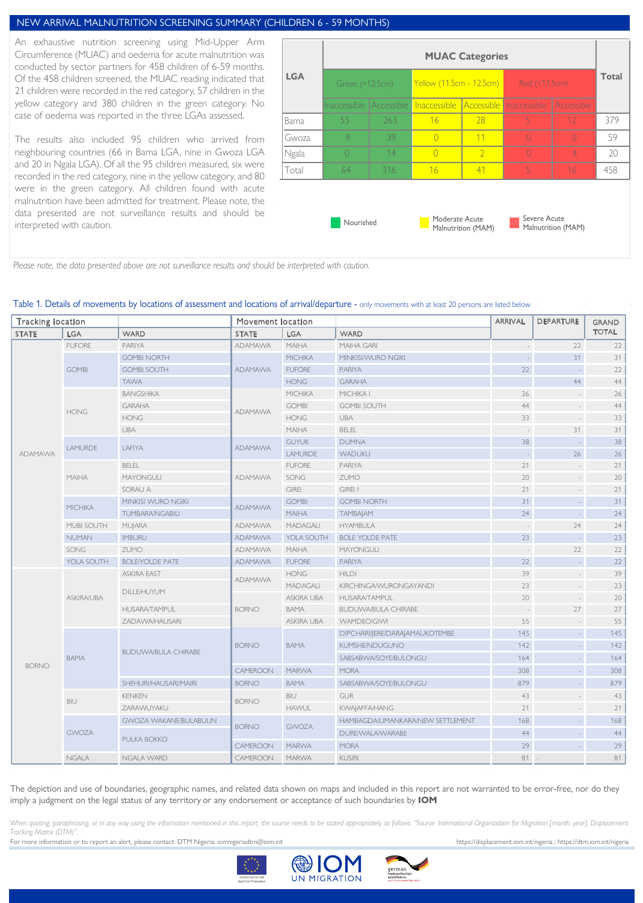## NEW ARRIVAL MALNUTRITION SCREENING SUMMARY (CHILDREN 6 - 59 MONTHS)

An exhaustive nutrition screening using Mid-Upper Arm Circumference (MUAC) and oedema for acute malnutrition was conducted by sector partners for 458 children of 6-59 months. Of the 458 children screened, the MUAC reading indicated that 21 children were recorded in the red category, 57 children in the yellow category and 380 children in the green category. No case of oedema was reported in the three LGAs assessed.

The results also included 95 children who arrived from neighbouring countries (66 in Bama LGA, nine in Gwoza LGA and 20 in Ngala LGA). Of all the 95 children measured, six were recorded in the red category, nine in the yellow category, and 80 were in the green category. All children found with acute malnutrition have been admitted for treatment. Please note, the data presented are not surveillance results and should be interpreted with caution.

| LGA | MUAC Categories | | | | | | Total |
|---|---|---|---|---|---|---|---|
| | Green (>12.5cm) | | Yellow (11.5cm - 12.5cm) | | Red (<11.5cm) | | |
| | Inaccessible | Accessible | Inaccessible | Accessible | Inaccessible | Accessible | |
| Bama | 55 | 263 | 16 | 28 | 5 | 12 | 379 |
| Gwoza | 9 | 39 | 0 | 11 | 0 | 0 | 59 |
| Ngala | 0 | 14 | 0 | 2 | 0 | 4 | 20 |
| Total | 64 | 316 | 16 | 41 | 5 | 16 | 458 |

Nourished — Moderate Acute Malnutrition (MAM) — Severe Acute Malnutrition (MAM)

*Please note, the data presented above are not surveillance results and should be interpreted with caution.*

Table 1. Details of movements by locations of assessment and locations of arrival/departure - only movements with at least 20 persons are listed below

| Tracking location | | | Movement location | | | ARRIVAL | DEPARTURE | GRAND TOTAL |
|---|---|---|---|---|---|---|---|---|
| STATE | LGA | WARD | STATE | LGA | WARD | | | |
| ADAMAWA | FUFORE | PARIYA | ADAMAWA | MAIHA | MAIHA GARI | - | 22 | 22 |
| | GOMBI | GOMBI NORTH | ADAMAWA | MICHIKA | MINKISI/WURO NGIKI | - | 31 | 31 |
| | | GOMBI SOUTH | | FUFORE | PARIYA | 22 | - | 22 |
| | | TAWA | | HONG | GARAHA | | 44 | 44 |
| | HONG | BANGSHIKA | ADAMAWA | MICHIKA | MICHIKA I | 26 | - | 26 |
| | | GARAHA | | GOMBI | GOMBI SOUTH | 44 | - | 44 |
| | | HONG | | HONG | UBA | 33 | - | 33 |
| | | UBA | | MAIHA | BELEL | - | 31 | 31 |
| | LAMURDE | LAFIYA | ADAMAWA | GUYUK | DUMNA | 38 | - | 38 |
| | | | | LAMURDE | WADUKU | - | 26 | 26 |
| | MAIHA | BELEL | ADAMAWA | FUFORE | PARIYA | 21 | - | 21 |
| | | MAYONGULI | | SONG | ZUMO | 20 | - | 20 |
| | | SORAU A | | GIREI | GIREI I | 21 | - | 21 |
| | MICHIKA | MINKISI WURO NGIKI | ADAMAWA | GOMBI | GOMBI NORTH | 31 | - | 31 |
| | | TUMBARA/NGABILI | | MAIHA | TAMBAJAM | 24 | - | 24 |
| | MUBI SOUTH | MUJARA | ADAMAWA | MADAGALI | HYAMBULA | - | 24 | 24 |
| | NUMAN | IMBURU | ADAMAWA | YOLA SOUTH | BOLE YOLDE PATE | 23 | - | 23 |
| | SONG | ZUMO | ADAMAWA | MAIHA | MAYONGULI | - | 22 | 22 |
| | YOLA SOUTH | BOLE/YOLDE PATE | ADAMAWA | FUFORE | PARIYA | 22 | - | 22 |
| BORNO | ASKIRA/UBA | ASKIRA EAST | ADAMAWA | HONG | HILDI | 39 | - | 39 |
| | | DILLE/HUYUM | | MADAGALI | KIRCHINGA/WURONGAYANDI | 23 | - | 23 |
| | | | BORNO | ASKIRA UBA | HUSARA/TAMPUL | 20 | - | 20 |
| | | HUSARA/TAMPUL | | BAMA | BUDUWA/BULA CHIRABE | - | 27 | 27 |
| | | ZADAWA/HAUSARI | | ASKIRA UBA | WAMDEO/GIWI | 55 | - | 55 |
| | BAMA | BUDUWA/BULA CHIRABE | BORNO | BAMA | DIPCHARI/JERE/DARAJAMAL/KOTEMBE | 145 | - | 145 |
| | | | | | KUMSHE/NDUGUNO | 142 | - | 142 |
| | | | | | SABSABWA/SOYE/BULONGU | 164 | - | 164 |
| | | | CAMEROON | MARWA | MORA | 308 | - | 308 |
| | | SHEHURI/HAUSARI/MAIRI | BORNO | BAMA | SABSABWA/SOYE/BULONGU | 879 | - | 879 |
| | BIU | KENKEN | BORNO | BIU | GUR | 43 | - | 43 |
| | | ZARAWUYAKU | | HAWUL | KWAJAFFA/HANG | 21 | - | 21 |
| | GWOZA | GWOZA WAKANE/BULABULIN | BORNO | GWOZA | HAMBAGDA/LIMANKARA/NEW SETTLEMENT | 168 | - | 168 |
| | | PULKA BOKKO | | | DURE/WALA/WARABE | 44 | - | 44 |
| | | | CAMEROON | MARWA | MORA | 29 | - | 29 |
| | NGALA | NGALA WARD | CAMEROON | MARWA | KUSIRI | 81 | - | 81 |

The depiction and use of boundaries, geographic names, and related data shown on maps and included in this report are not warranted to be error-free, nor do they imply a judgment on the legal status of any territory or any endorsement or acceptance of such boundaries by **IOM**

*When quoting, paraphrasing, or in any way using the information mentioned in this report, the source needs to be stated appropriately as follows: "Source: International Organization for Migration [month, year], Displacement Tracking Matrix (DTM)".*

For more information or to report an alert, please contact: DTM Nigeria: iomnigeriadtm@iom.int

https://displacement.iom.int/nigeria ; https://dtm.iom.int/nigeria